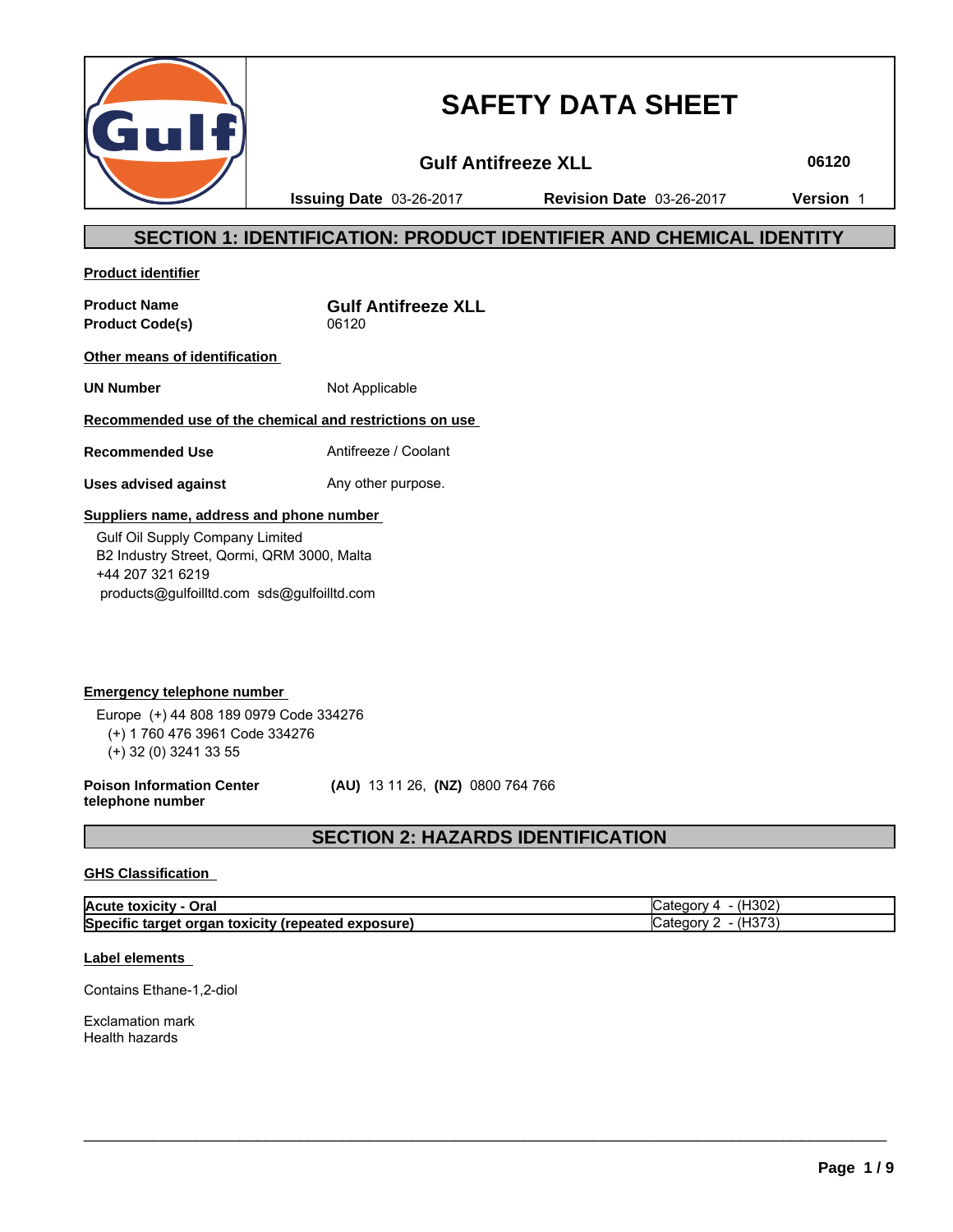# SAFETY DATA SHEET

**Gulf Antifreeze XLL** **06120**

**Issuing Date** 03-26-2017 **Revision Date** 03-26-2017 **Version** 1

## SECTION 1: IDENTIFICATION: PRODUCT IDENTIFIER AND CHEMICAL IDENTITY

**Product identifier**

| | |
|---|---|
| **Product Name** | **Gulf Antifreeze XLL** |
| **Product Code(s)** | 06120 |

**Other means of identification**

| | |
|---|---|
| **UN Number** | Not Applicable |

**Recommended use of the chemical and restrictions on use**

| | |
|---|---|
| **Recommended Use** | Antifreeze / Coolant |
| **Uses advised against** | Any other purpose. |

**Suppliers name, address and phone number**

Gulf Oil Supply Company Limited
B2 Industry Street, Qormi, QRM 3000, Malta
+44 207 321 6219
products@gulfoilltd.com sds@gulfoilltd.com

**Emergency telephone number**

Europe (+) 44 808 189 0979 Code 334276
(+) 1 760 476 3961 Code 334276
(+) 32 (0) 3241 33 55

**Poison Information Center telephone number** **(AU)** 13 11 26, **(NZ)** 0800 764 766

## SECTION 2: HAZARDS IDENTIFICATION

**GHS Classification**

| | |
|---|---|
| **Acute toxicity - Oral** | Category 4 - (H302) |
| **Specific target organ toxicity (repeated exposure)** | Category 2 - (H373) |

**Label elements**

Contains Ethane-1,2-diol

Exclamation mark
Health hazards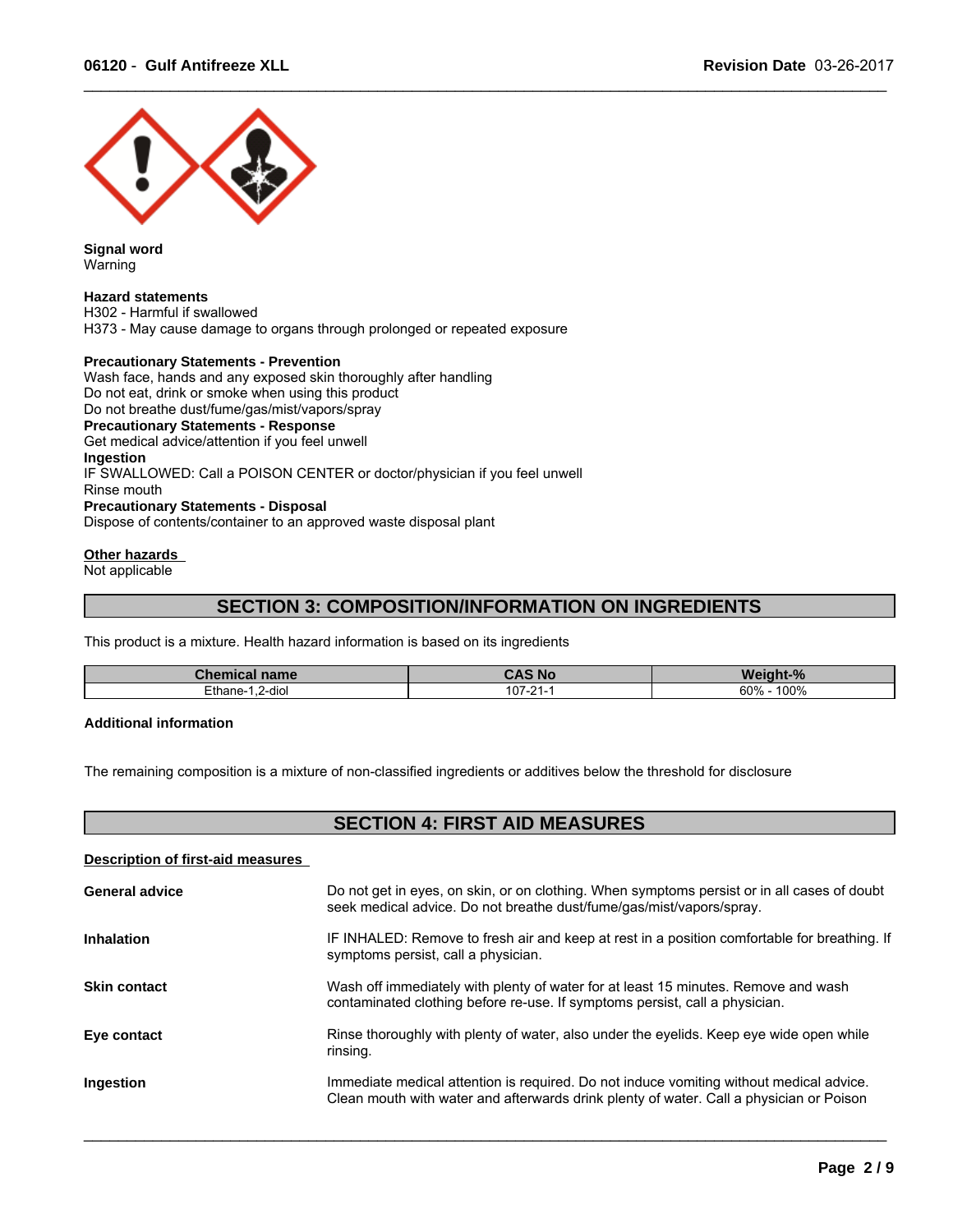**Signal word**
Warning

**Hazard statements**
H302 - Harmful if swallowed
H373 - May cause damage to organs through prolonged or repeated exposure

**Precautionary Statements - Prevention**
Wash face, hands and any exposed skin thoroughly after handling
Do not eat, drink or smoke when using this product
Do not breathe dust/fume/gas/mist/vapors/spray
**Precautionary Statements - Response**
Get medical advice/attention if you feel unwell
**Ingestion**
IF SWALLOWED: Call a POISON CENTER or doctor/physician if you feel unwell
Rinse mouth
**Precautionary Statements - Disposal**
Dispose of contents/container to an approved waste disposal plant

**Other hazards**
Not applicable

## SECTION 3: COMPOSITION/INFORMATION ON INGREDIENTS

This product is a mixture. Health hazard information is based on its ingredients

| Chemical name | CAS No | Weight-% |
|---|---|---|
| Ethane-1,2-diol | 107-21-1 | 60% - 100% |

**Additional information**

The remaining composition is a mixture of non-classified ingredients or additives below the threshold for disclosure

## SECTION 4: FIRST AID MEASURES

**Description of first-aid measures**

**General advice** Do not get in eyes, on skin, or on clothing. When symptoms persist or in all cases of doubt seek medical advice. Do not breathe dust/fume/gas/mist/vapors/spray.

**Inhalation** IF INHALED: Remove to fresh air and keep at rest in a position comfortable for breathing. If symptoms persist, call a physician.

**Skin contact** Wash off immediately with plenty of water for at least 15 minutes. Remove and wash contaminated clothing before re-use. If symptoms persist, call a physician.

**Eye contact** Rinse thoroughly with plenty of water, also under the eyelids. Keep eye wide open while rinsing.

**Ingestion** Immediate medical attention is required. Do not induce vomiting without medical advice. Clean mouth with water and afterwards drink plenty of water. Call a physician or Poison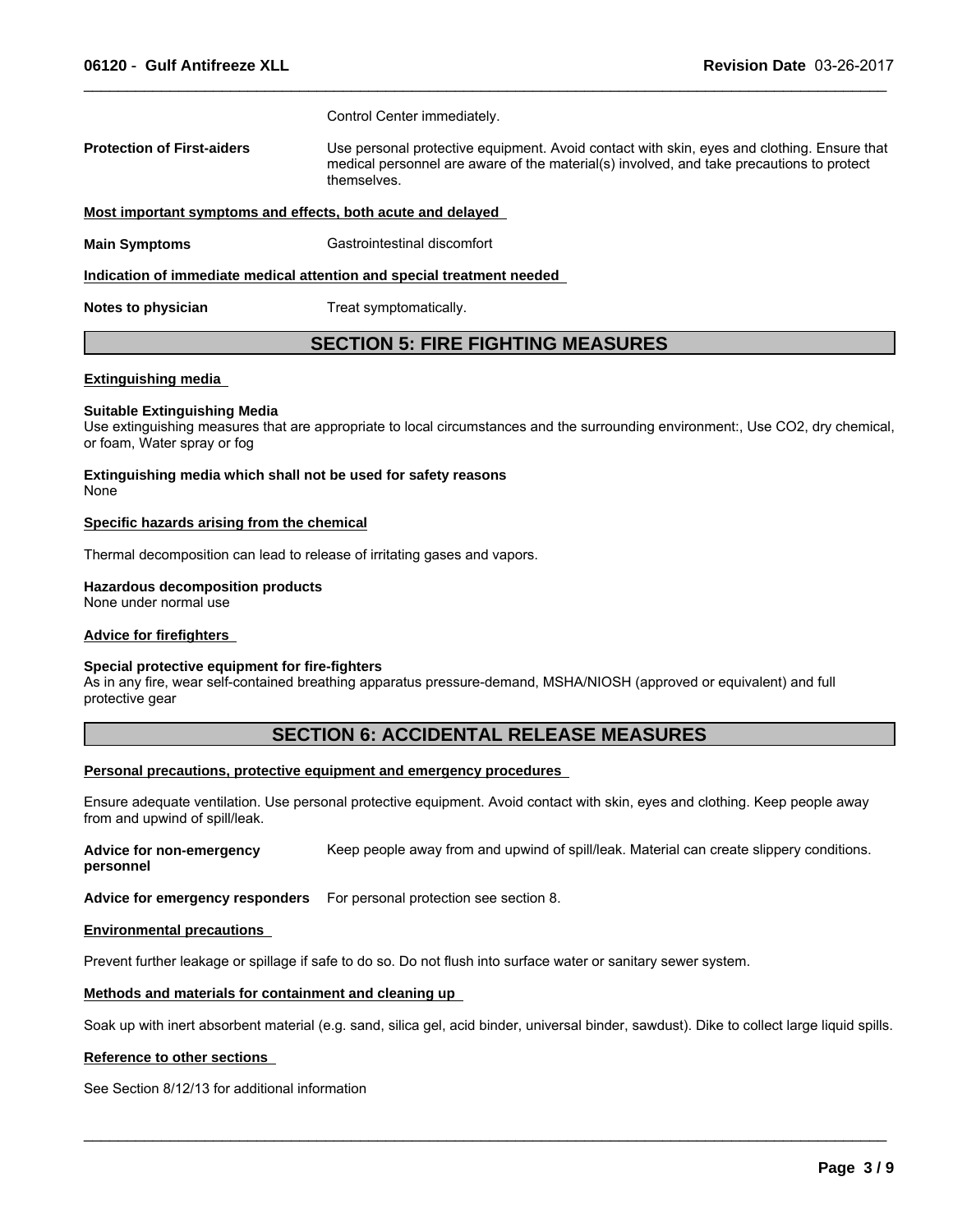Control Center immediately.

**Protection of First-aiders** Use personal protective equipment. Avoid contact with skin, eyes and clothing. Ensure that medical personnel are aware of the material(s) involved, and take precautions to protect themselves.

**Most important symptoms and effects, both acute and delayed**

**Main Symptoms** Gastrointestinal discomfort

**Indication of immediate medical attention and special treatment needed**

**Notes to physician** Treat symptomatically.

## SECTION 5: FIRE FIGHTING MEASURES

**Extinguishing media**

**Suitable Extinguishing Media**
Use extinguishing measures that are appropriate to local circumstances and the surrounding environment:, Use $CO_2$, dry chemical, or foam, Water spray or fog

**Extinguishing media which shall not be used for safety reasons**
None

**Specific hazards arising from the chemical**

Thermal decomposition can lead to release of irritating gases and vapors.

**Hazardous decomposition products**
None under normal use

**Advice for firefighters**

**Special protective equipment for fire-fighters**
As in any fire, wear self-contained breathing apparatus pressure-demand, MSHA/NIOSH (approved or equivalent) and full protective gear

## SECTION 6: ACCIDENTAL RELEASE MEASURES

**Personal precautions, protective equipment and emergency procedures**

Ensure adequate ventilation. Use personal protective equipment. Avoid contact with skin, eyes and clothing. Keep people away from and upwind of spill/leak.

**Advice for non-emergency personnel** Keep people away from and upwind of spill/leak. Material can create slippery conditions.

**Advice for emergency responders** For personal protection see section 8.

**Environmental precautions**

Prevent further leakage or spillage if safe to do so. Do not flush into surface water or sanitary sewer system.

**Methods and materials for containment and cleaning up**

Soak up with inert absorbent material (e.g. sand, silica gel, acid binder, universal binder, sawdust). Dike to collect large liquid spills.

**Reference to other sections**

See Section 8/12/13 for additional information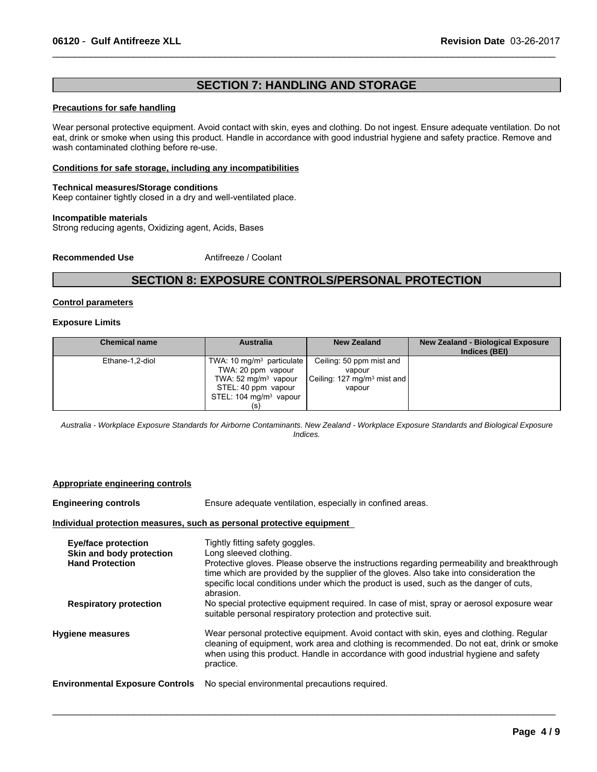## SECTION 7: HANDLING AND STORAGE

**Precautions for safe handling**

Wear personal protective equipment. Avoid contact with skin, eyes and clothing. Do not ingest. Ensure adequate ventilation. Do not eat, drink or smoke when using this product. Handle in accordance with good industrial hygiene and safety practice. Remove and wash contaminated clothing before re-use.

**Conditions for safe storage, including any incompatibilities**

**Technical measures/Storage conditions**
Keep container tightly closed in a dry and well-ventilated place.

**Incompatible materials**
Strong reducing agents, Oxidizing agent, Acids, Bases

**Recommended Use** Antifreeze / Coolant

## SECTION 8: EXPOSURE CONTROLS/PERSONAL PROTECTION

**Control parameters**

**Exposure Limits**

| Chemical name | Australia | New Zealand | New Zealand - Biological Exposure Indices (BEI) |
| --- | --- | --- | --- |
| Ethane-1,2-diol | TWA: 10 mg/m³ particulate<br>TWA: 20 ppm vapour<br>TWA: 52 mg/m³ vapour<br>STEL: 40 ppm vapour<br>STEL: 104 mg/m³ vapour (s) | Ceiling: 50 ppm mist and vapour<br>Ceiling: 127 mg/m³ mist and vapour | |

*Australia - Workplace Exposure Standards for Airborne Contaminants. New Zealand - Workplace Exposure Standards and Biological Exposure Indices.*

**Appropriate engineering controls**

**Engineering controls** Ensure adequate ventilation, especially in confined areas.

**Individual protection measures, such as personal protective equipment**

**Eye/face protection** Tightly fitting safety goggles.
**Skin and body protection** Long sleeved clothing.
**Hand Protection** Protective gloves. Please observe the instructions regarding permeability and breakthrough time which are provided by the supplier of the gloves. Also take into consideration the specific local conditions under which the product is used, such as the danger of cuts, abrasion.
**Respiratory protection** No special protective equipment required. In case of mist, spray or aerosol exposure wear suitable personal respiratory protection and protective suit.

**Hygiene measures** Wear personal protective equipment. Avoid contact with skin, eyes and clothing. Regular cleaning of equipment, work area and clothing is recommended. Do not eat, drink or smoke when using this product. Handle in accordance with good industrial hygiene and safety practice.

**Environmental Exposure Controls** No special environmental precautions required.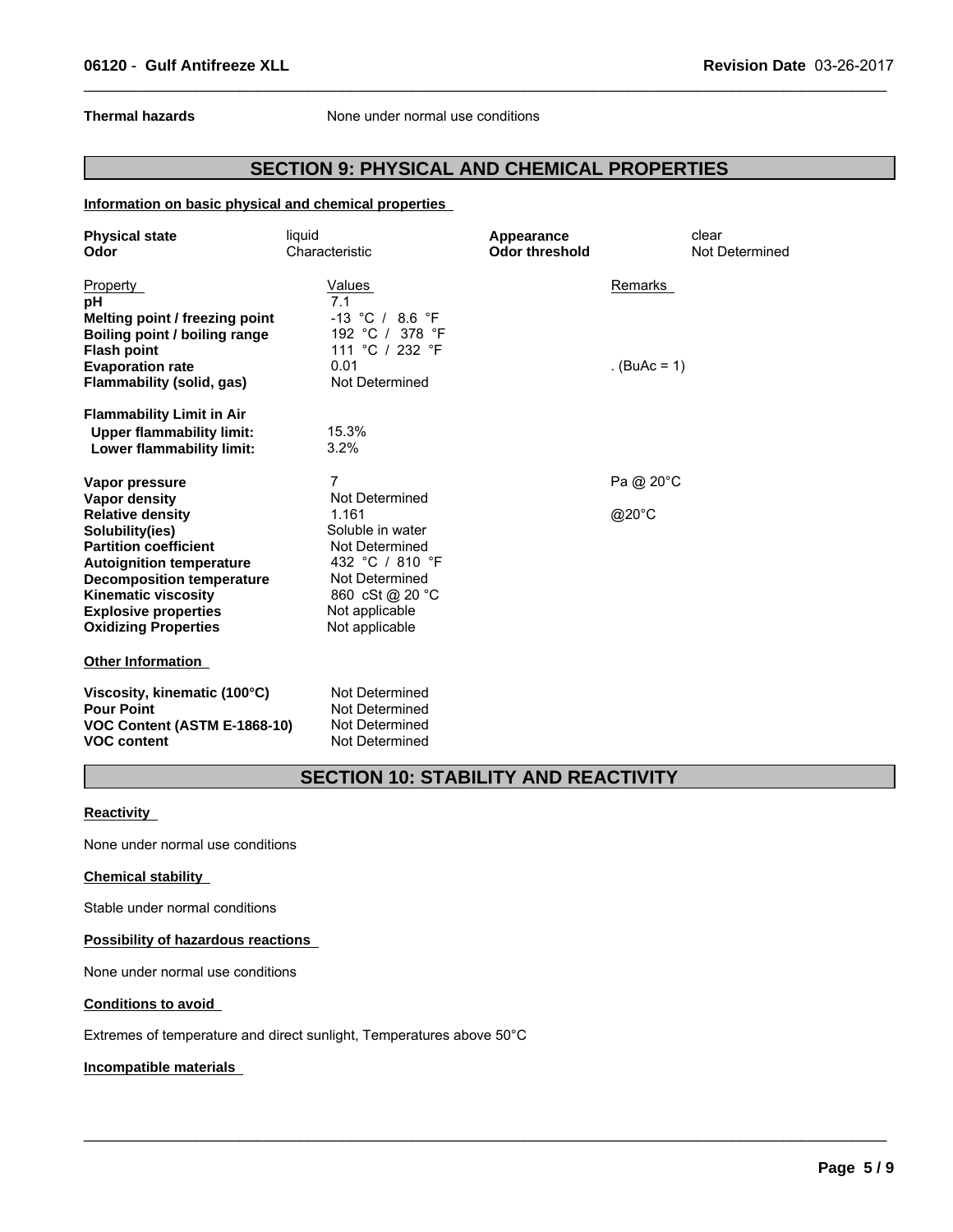**Thermal hazards** None under normal use conditions

## SECTION 9: PHYSICAL AND CHEMICAL PROPERTIES

### Information on basic physical and chemical properties

| | | | |
|---|---|---|---|
| **Physical state** | liquid | **Appearance** | clear |
| **Odor** | Characteristic | **Odor threshold** | Not Determined |

| Property | Values | Remarks |
|---|---|---|
| **pH** | 7.1 | |
| **Melting point / freezing point** | -13 °C / 8.6 °F | |
| **Boiling point / boiling range** | 192 °C / 378 °F | |
| **Flash point** | 111 °C / 232 °F | |
| **Evaporation rate** | 0.01 | . (BuAc = 1) |
| **Flammability (solid, gas)** | Not Determined | |
| **Flammability Limit in Air** | | |
| **Upper flammability limit:** | 15.3% | |
| **Lower flammability limit:** | 3.2% | |
| **Vapor pressure** | 7 | Pa @ 20°C |
| **Vapor density** | Not Determined | |
| **Relative density** | 1.161 | @20°C |
| **Solubility(ies)** | Soluble in water | |
| **Partition coefficient** | Not Determined | |
| **Autoignition temperature** | 432 °C / 810 °F | |
| **Decomposition temperature** | Not Determined | |
| **Kinematic viscosity** | 860 cSt @ 20 °C | |
| **Explosive properties** | Not applicable | |
| **Oxidizing Properties** | Not applicable | |

### Other Information

| | |
|---|---|
| **Viscosity, kinematic (100°C)** | Not Determined |
| **Pour Point** | Not Determined |
| **VOC Content (ASTM E-1868-10)** | Not Determined |
| **VOC content** | Not Determined |

## SECTION 10: STABILITY AND REACTIVITY

### Reactivity

None under normal use conditions

### Chemical stability

Stable under normal conditions

### Possibility of hazardous reactions

None under normal use conditions

### Conditions to avoid

Extremes of temperature and direct sunlight, Temperatures above 50°C

### Incompatible materials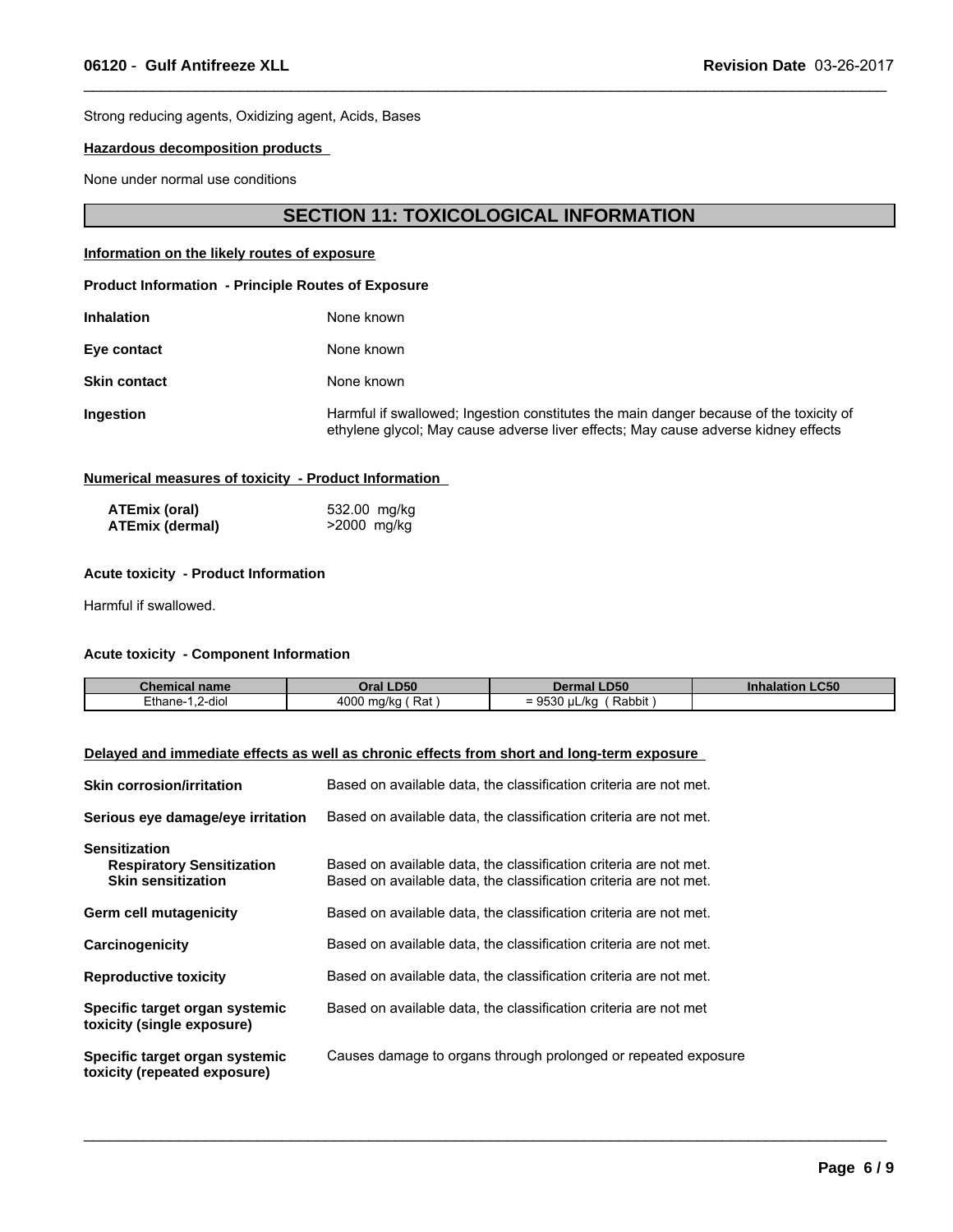Strong reducing agents, Oxidizing agent, Acids, Bases

**Hazardous decomposition products**

None under normal use conditions

## SECTION 11: TOXICOLOGICAL INFORMATION

**Information on the likely routes of exposure**

**Product Information - Principle Routes of Exposure**

| | |
|---|---|
| **Inhalation** | None known |
| **Eye contact** | None known |
| **Skin contact** | None known |
| **Ingestion** | Harmful if swallowed; Ingestion constitutes the main danger because of the toxicity of ethylene glycol; May cause adverse liver effects; May cause adverse kidney effects |

**Numerical measures of toxicity - Product Information**

| | |
|---|---|
| **ATEmix (oral)** | 532.00 mg/kg |
| **ATEmix (dermal)** | >2000 mg/kg |

**Acute toxicity - Product Information**

Harmful if swallowed.

**Acute toxicity - Component Information**

| Chemical name | Oral LD50 | Dermal LD50 | Inhalation LC50 |
|---|---|---|---|
| Ethane-1,2-diol | 4000 mg/kg ( Rat ) | = 9530 µL/kg ( Rabbit ) | |

**Delayed and immediate effects as well as chronic effects from short and long-term exposure**

| | |
|---|---|
| **Skin corrosion/irritation** | Based on available data, the classification criteria are not met. |
| **Serious eye damage/eye irritation** | Based on available data, the classification criteria are not met. |
| **Sensitization** | |
| **Respiratory Sensitization** | Based on available data, the classification criteria are not met. |
| **Skin sensitization** | Based on available data, the classification criteria are not met. |
| **Germ cell mutagenicity** | Based on available data, the classification criteria are not met. |
| **Carcinogenicity** | Based on available data, the classification criteria are not met. |
| **Reproductive toxicity** | Based on available data, the classification criteria are not met. |
| **Specific target organ systemic toxicity (single exposure)** | Based on available data, the classification criteria are not met |
| **Specific target organ systemic toxicity (repeated exposure)** | Causes damage to organs through prolonged or repeated exposure |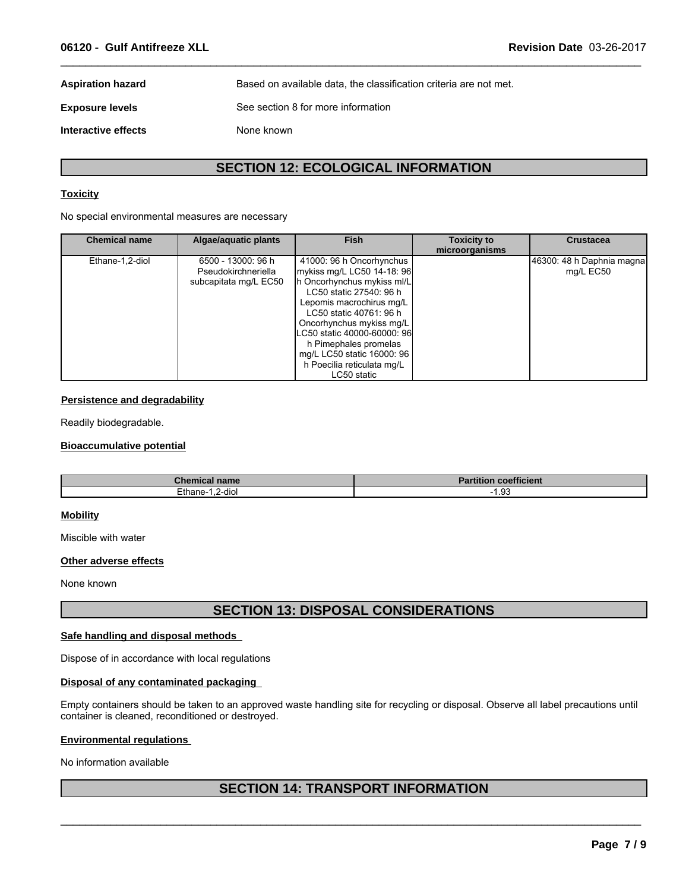**Aspiration hazard** Based on available data, the classification criteria are not met.

**Exposure levels** See section 8 for more information

**Interactive effects** None known

## SECTION 12: ECOLOGICAL INFORMATION

### Toxicity

No special environmental measures are necessary

| Chemical name | Algae/aquatic plants | Fish | Toxicity to microorganisms | Crustacea |
|---|---|---|---|---|
| Ethane-1,2-diol | 6500 - 13000: 96 h Pseudokirchneriella subcapitata mg/L EC50 | 41000: 96 h Oncorhynchus mykiss mg/L LC50 14-18: 96 h Oncorhynchus mykiss ml/L LC50 static 27540: 96 h Lepomis macrochirus mg/L LC50 static 40761: 96 h Oncorhynchus mykiss mg/L LC50 static 40000-60000: 96 h Pimephales promelas mg/L LC50 static 16000: 96 h Poecilia reticulata mg/L LC50 static | | 46300: 48 h Daphnia magna mg/L EC50 |

### Persistence and degradability

Readily biodegradable.

### Bioaccumulative potential

| Chemical name | Partition coefficient |
|---|---|
| Ethane-1,2-diol | -1.93 |

### Mobility

Miscible with water

### Other adverse effects

None known

## SECTION 13: DISPOSAL CONSIDERATIONS

### Safe handling and disposal methods

Dispose of in accordance with local regulations

### Disposal of any contaminated packaging

Empty containers should be taken to an approved waste handling site for recycling or disposal. Observe all label precautions until container is cleaned, reconditioned or destroyed.

### Environmental regulations

No information available

## SECTION 14: TRANSPORT INFORMATION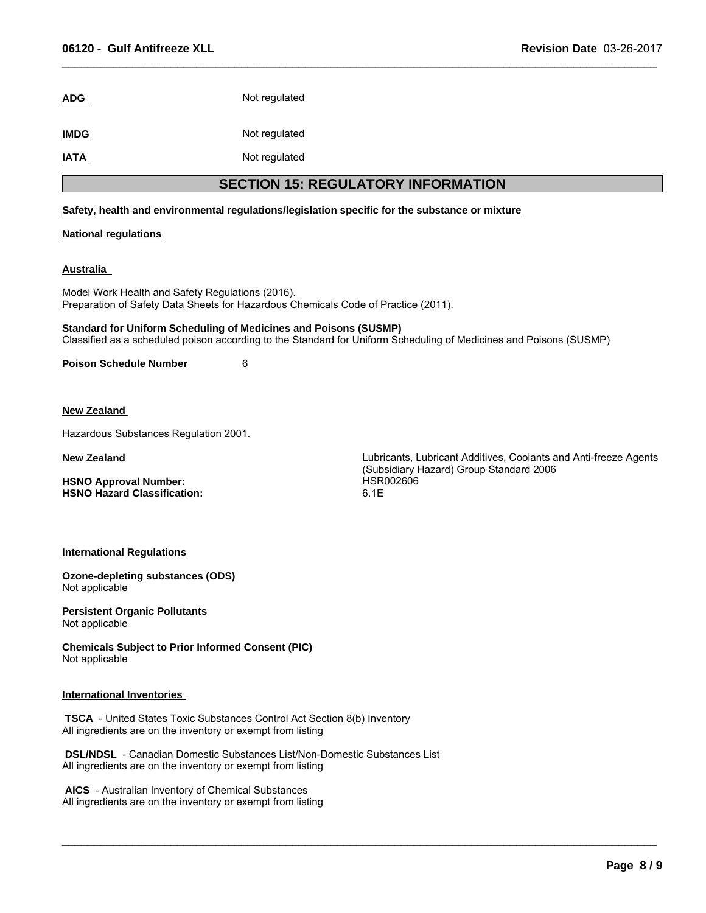**ADG** Not regulated

**IMDG** Not regulated

**IATA** Not regulated

## SECTION 15: REGULATORY INFORMATION

**Safety, health and environmental regulations/legislation specific for the substance or mixture**

**National regulations**

**Australia**

Model Work Health and Safety Regulations (2016).
Preparation of Safety Data Sheets for Hazardous Chemicals Code of Practice (2011).

**Standard for Uniform Scheduling of Medicines and Poisons (SUSMP)**
Classified as a scheduled poison according to the Standard for Uniform Scheduling of Medicines and Poisons (SUSMP)

**Poison Schedule Number** 6

**New Zealand**

Hazardous Substances Regulation 2001.

| | |
|---|---|
| **New Zealand** | Lubricants, Lubricant Additives, Coolants and Anti-freeze Agents (Subsidiary Hazard) Group Standard 2006 |
| **HSNO Approval Number:** | HSR002606 |
| **HSNO Hazard Classification:** | 6.1E |

**International Regulations**

**Ozone-depleting substances (ODS)**
Not applicable

**Persistent Organic Pollutants**
Not applicable

**Chemicals Subject to Prior Informed Consent (PIC)**
Not applicable

**International Inventories**

**TSCA** - United States Toxic Substances Control Act Section 8(b) Inventory
All ingredients are on the inventory or exempt from listing

**DSL/NDSL** - Canadian Domestic Substances List/Non-Domestic Substances List
All ingredients are on the inventory or exempt from listing

**AICS** - Australian Inventory of Chemical Substances
All ingredients are on the inventory or exempt from listing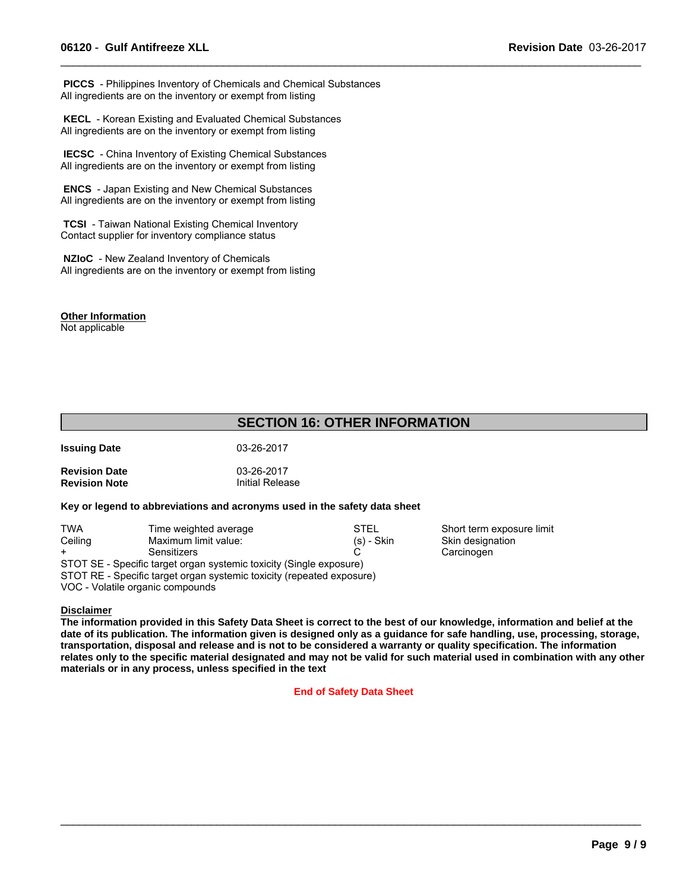**PICCS** - Philippines Inventory of Chemicals and Chemical Substances
All ingredients are on the inventory or exempt from listing

**KECL** - Korean Existing and Evaluated Chemical Substances
All ingredients are on the inventory or exempt from listing

**IECSC** - China Inventory of Existing Chemical Substances
All ingredients are on the inventory or exempt from listing

**ENCS** - Japan Existing and New Chemical Substances
All ingredients are on the inventory or exempt from listing

**TCSI** - Taiwan National Existing Chemical Inventory
Contact supplier for inventory compliance status

**NZIoC** - New Zealand Inventory of Chemicals
All ingredients are on the inventory or exempt from listing

**Other Information**
Not applicable

## SECTION 16: OTHER INFORMATION

**Issuing Date** 03-26-2017

**Revision Date** 03-26-2017
**Revision Note** Initial Release

**Key or legend to abbreviations and acronyms used in the safety data sheet**

| | | | |
|---|---|---|---|
| TWA | Time weighted average | STEL | Short term exposure limit |
| Ceiling | Maximum limit value: | (s) - Skin | Skin designation |
| + | Sensitizers | C | Carcinogen |

STOT SE - Specific target organ systemic toxicity (Single exposure)
STOT RE - Specific target organ systemic toxicity (repeated exposure)
VOC - Volatile organic compounds

**Disclaimer**
**The information provided in this Safety Data Sheet is correct to the best of our knowledge, information and belief at the date of its publication. The information given is designed only as a guidance for safe handling, use, processing, storage, transportation, disposal and release and is not to be considered a warranty or quality specification. The information relates only to the specific material designated and may not be valid for such material used in combination with any other materials or in any process, unless specified in the text**

**End of Safety Data Sheet**